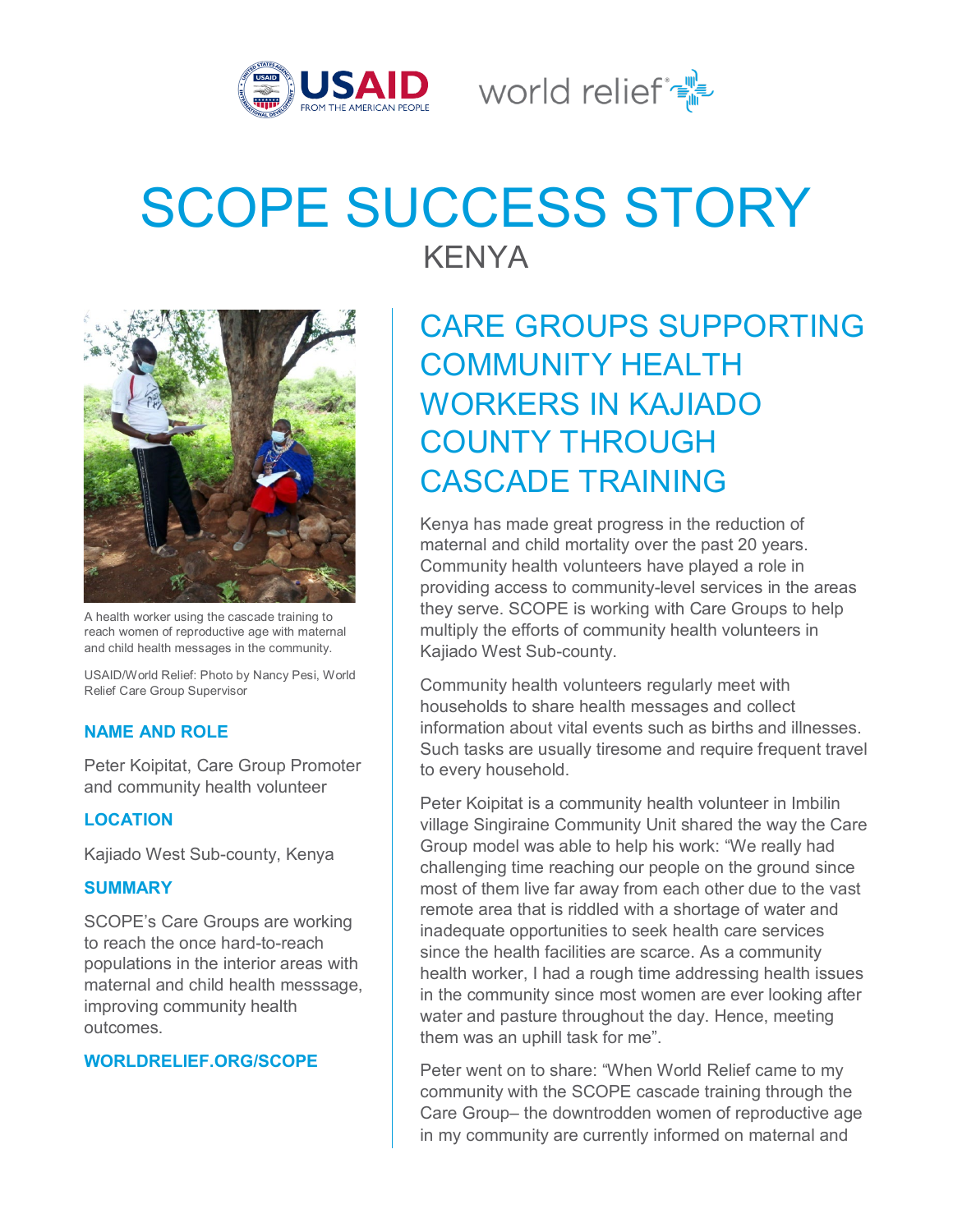# SCOPE SUCCESS STORY

## KENYA

A health worker using the cascade training to reach women of reproductive age with maternal and child health messages in the community.

USAID/World Relief: Photo by Nancy Pesi, World Relief Care Group Supervisor

### NAME AND ROLE

Peter Koipitat, Care Group Promoter and community health volunteer

### LOCATION

Kajiado West Sub-county, Kenya

### SUMMARY

SCOPE's Care Groups are working to reach the once hard-to-reach populations in the interior areas with maternal and child health messsage, improving community health outcomes.

**WORLDRELIEF.ORG/SCOPE**

## CARE GROUPS SUPPORTING COMMUNITY HEALTH WORKERS IN KAJIADO COUNTY THROUGH CASCADE TRAINING

Kenya has made great progress in the reduction of maternal and child mortality over the past 20 years. Community health volunteers have played a role in providing access to community-level services in the areas they serve. SCOPE is working with Care Groups to help multiply the efforts of community health volunteers in Kajiado West Sub-county.

Community health volunteers regularly meet with households to share health messages and collect information about vital events such as births and illnesses. Such tasks are usually tiresome and require frequent travel to every household.

Peter Koipitat is a community health volunteer in Imbilin village Singiraine Community Unit shared the way the Care Group model was able to help his work: "We really had challenging time reaching our people on the ground since most of them live far away from each other due to the vast remote area that is riddled with a shortage of water and inadequate opportunities to seek health care services since the health facilities are scarce. As a community health worker, I had a rough time addressing health issues in the community since most women are ever looking after water and pasture throughout the day. Hence, meeting them was an uphill task for me".

Peter went on to share: "When World Relief came to my community with the SCOPE cascade training through the Care Group– the downtrodden women of reproductive age in my community are currently informed on maternal and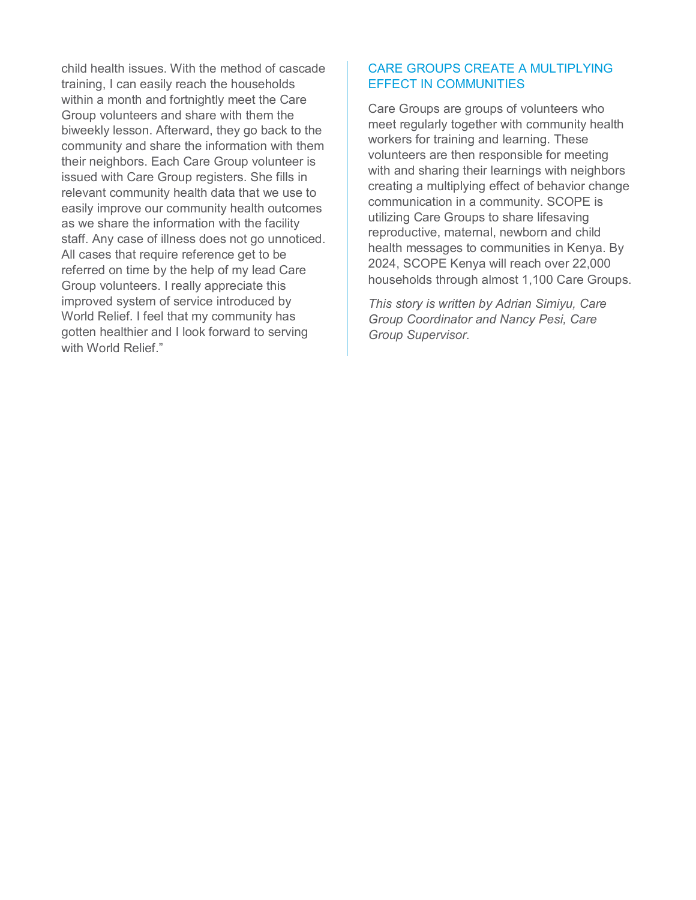child health issues. With the method of cascade training, I can easily reach the households within a month and fortnightly meet the Care Group volunteers and share with them the biweekly lesson. Afterward, they go back to the community and share the information with them their neighbors. Each Care Group volunteer is issued with Care Group registers. She fills in relevant community health data that we use to easily improve our community health outcomes as we share the information with the facility staff. Any case of illness does not go unnoticed. All cases that require reference get to be referred on time by the help of my lead Care Group volunteers. I really appreciate this improved system of service introduced by World Relief. I feel that my community has gotten healthier and I look forward to serving with World Relief."

## CARE GROUPS CREATE A MULTIPLYING EFFECT IN COMMUNITIES

Care Groups are groups of volunteers who meet regularly together with community health workers for training and learning. These volunteers are then responsible for meeting with and sharing their learnings with neighbors creating a multiplying effect of behavior change communication in a community. SCOPE is utilizing Care Groups to share lifesaving reproductive, maternal, newborn and child health messages to communities in Kenya. By 2024, SCOPE Kenya will reach over 22,000 households through almost 1,100 Care Groups.

*This story is written by Adrian Simiyu, Care Group Coordinator and Nancy Pesi, Care Group Supervisor*.